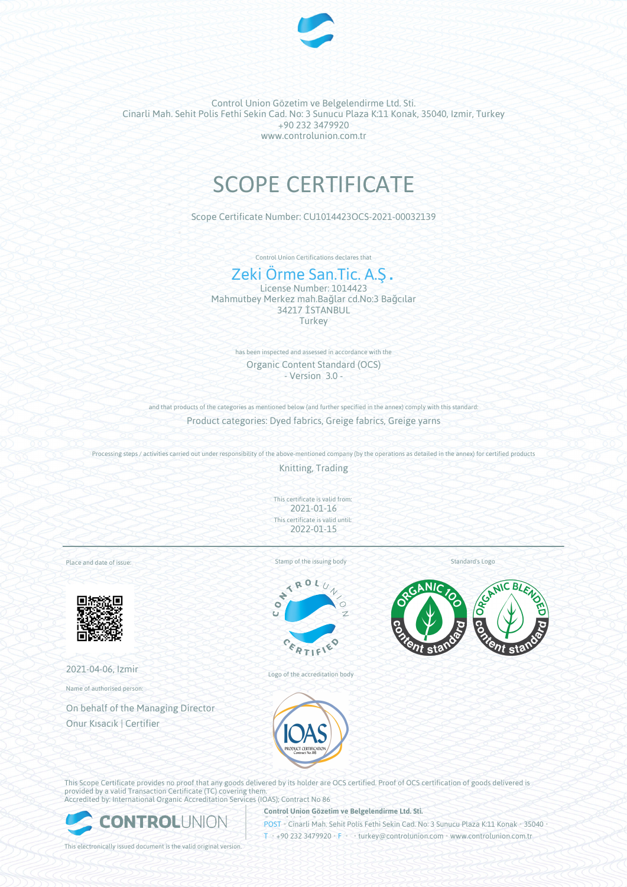Control Union Gözetim ve Belgelendirme Ltd. Sti.
Cinarli Mah. Sehit Polis Fethi Sekin Cad. No: 3 Sunucu Plaza K:11 Konak, 35040, Izmir, Turkey
+90 232 3479920
www.controlunion.com.tr

# SCOPE CERTIFICATE

Scope Certificate Number: CU1014423OCS-2021-00032139

Control Union Certifications declares that

## Zeki Örme San.Tic. A.Ş.

License Number: 1014423
Mahmutbey Merkez mah.Bağlar cd.No:3 Bağcılar
34217 İSTANBUL
Turkey

has been inspected and assessed in accordance with the

Organic Content Standard (OCS)
- Version 3.0 -

and that products of the categories as mentioned below (and further specified in the annex) comply with this standard:

Product categories: Dyed fabrics, Greige fabrics, Greige yarns

Processing steps / activities carried out under responsibility of the above-mentioned company (by the operations as detailed in the annex) for certified products

Knitting, Trading

This certificate is valid from:
2021-01-16
This certificate is valid until:
2022-01-15

Place and date of issue:

2021-04-06, Izmir

Name of authorised person:

On behalf of the Managing Director
Onur Kısacık | Certifier

Stamp of the issuing body

Logo of the accreditation body

Standard's Logo

This Scope Certificate provides no proof that any goods delivered by its holder are OCS certified. Proof of OCS certification of goods delivered is provided by a valid Transaction Certificate (TC) covering them.
Accredited by: International Organic Accreditation Services (IOAS); Contract No 86

This electronically issued document is the valid original version.

**Control Union Gözetim ve Belgelendirme Ltd. Sti.**
POST • Cinarli Mah. Sehit Polis Fethi Sekin Cad. No: 3 Sunucu Plaza K:11 Konak • 35040 •
T • +90 232 3479920 • F • • turkey@controlunion.com • www.controlunion.com.tr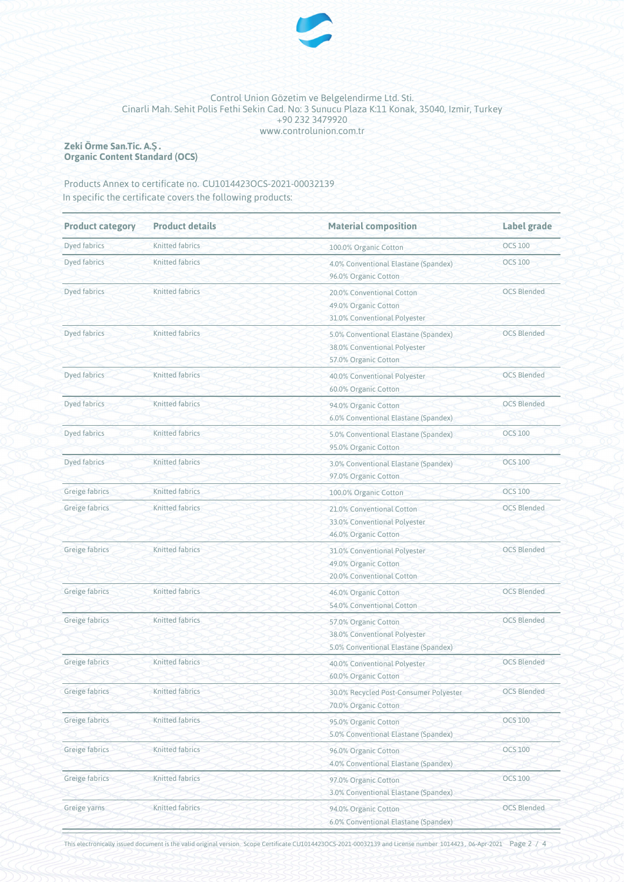Control Union Gözetim ve Belgelendirme Ltd. Sti.
Cinarli Mah. Sehit Polis Fethi Sekin Cad. No: 3 Sunucu Plaza K:11 Konak, 35040, Izmir, Turkey
+90 232 3479920
www.controlunion.com.tr

**Zeki Örme San.Tic. A.Ş.**
**Organic Content Standard (OCS)**

Products Annex to certificate no. CU1014423OCS-2021-00032139
In specific the certificate covers the following products:

| Product category | Product details | Material composition | Label grade |
|---|---|---|---|
| Dyed fabrics | Knitted fabrics | 100.0% Organic Cotton | OCS 100 |
| Dyed fabrics | Knitted fabrics | 4.0% Conventional Elastane (Spandex)<br>96.0% Organic Cotton | OCS 100 |
| Dyed fabrics | Knitted fabrics | 20.0% Conventional Cotton<br>49.0% Organic Cotton<br>31.0% Conventional Polyester | OCS Blended |
| Dyed fabrics | Knitted fabrics | 5.0% Conventional Elastane (Spandex)<br>38.0% Conventional Polyester<br>57.0% Organic Cotton | OCS Blended |
| Dyed fabrics | Knitted fabrics | 40.0% Conventional Polyester<br>60.0% Organic Cotton | OCS Blended |
| Dyed fabrics | Knitted fabrics | 94.0% Organic Cotton<br>6.0% Conventional Elastane (Spandex) | OCS Blended |
| Dyed fabrics | Knitted fabrics | 5.0% Conventional Elastane (Spandex)<br>95.0% Organic Cotton | OCS 100 |
| Dyed fabrics | Knitted fabrics | 3.0% Conventional Elastane (Spandex)<br>97.0% Organic Cotton | OCS 100 |
| Greige fabrics | Knitted fabrics | 100.0% Organic Cotton | OCS 100 |
| Greige fabrics | Knitted fabrics | 21.0% Conventional Cotton<br>33.0% Conventional Polyester<br>46.0% Organic Cotton | OCS Blended |
| Greige fabrics | Knitted fabrics | 31.0% Conventional Polyester<br>49.0% Organic Cotton<br>20.0% Conventional Cotton | OCS Blended |
| Greige fabrics | Knitted fabrics | 46.0% Organic Cotton<br>54.0% Conventional Cotton | OCS Blended |
| Greige fabrics | Knitted fabrics | 57.0% Organic Cotton<br>38.0% Conventional Polyester<br>5.0% Conventional Elastane (Spandex) | OCS Blended |
| Greige fabrics | Knitted fabrics | 40.0% Conventional Polyester<br>60.0% Organic Cotton | OCS Blended |
| Greige fabrics | Knitted fabrics | 30.0% Recycled Post-Consumer Polyester<br>70.0% Organic Cotton | OCS Blended |
| Greige fabrics | Knitted fabrics | 95.0% Organic Cotton<br>5.0% Conventional Elastane (Spandex) | OCS 100 |
| Greige fabrics | Knitted fabrics | 96.0% Organic Cotton<br>4.0% Conventional Elastane (Spandex) | OCS 100 |
| Greige fabrics | Knitted fabrics | 97.0% Organic Cotton<br>3.0% Conventional Elastane (Spandex) | OCS 100 |
| Greige yarns | Knitted fabrics | 94.0% Organic Cotton<br>6.0% Conventional Elastane (Spandex) | OCS Blended |

This electronically issued document is the valid original version. Scope Certificate CU1014423OCS-2021-00032139 and License number 1014423, 06-Apr-2021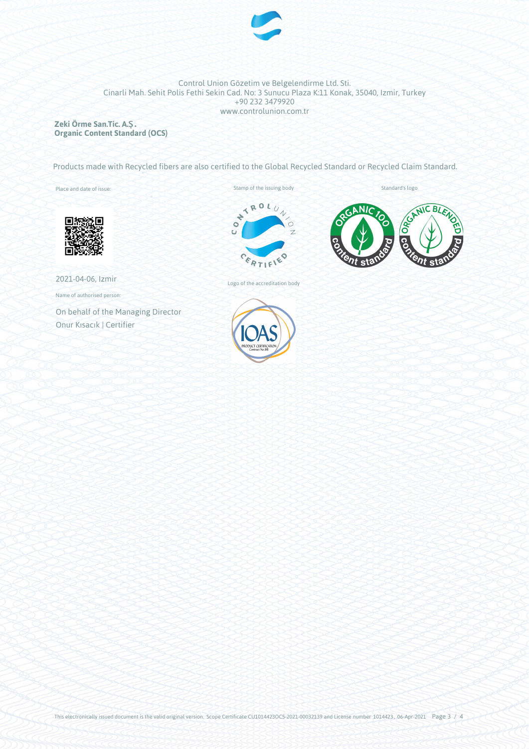Control Union Gözetim ve Belgelendirme Ltd. Sti.
Cinarli Mah. Sehit Polis Fethi Sekin Cad. No: 3 Sunucu Plaza K:11 Konak, 35040, Izmir, Turkey
+90 232 3479920
www.controlunion.com.tr

**Zeki Örme San.Tic. A.Ş.**
**Organic Content Standard (OCS)**

Products made with Recycled fibers are also certified to the Global Recycled Standard or Recycled Claim Standard.

Place and date of issue:

2021-04-06, Izmir

Name of authorised person:

On behalf of the Managing Director
Onur Kısacık | Certifier

Stamp of the issuing body

Logo of the accreditation body

Standard's logo

This electronically issued document is the valid original version. Scope Certificate CU1014423OCS-2021-00032139 and License number 1014423, 06-Apr-2021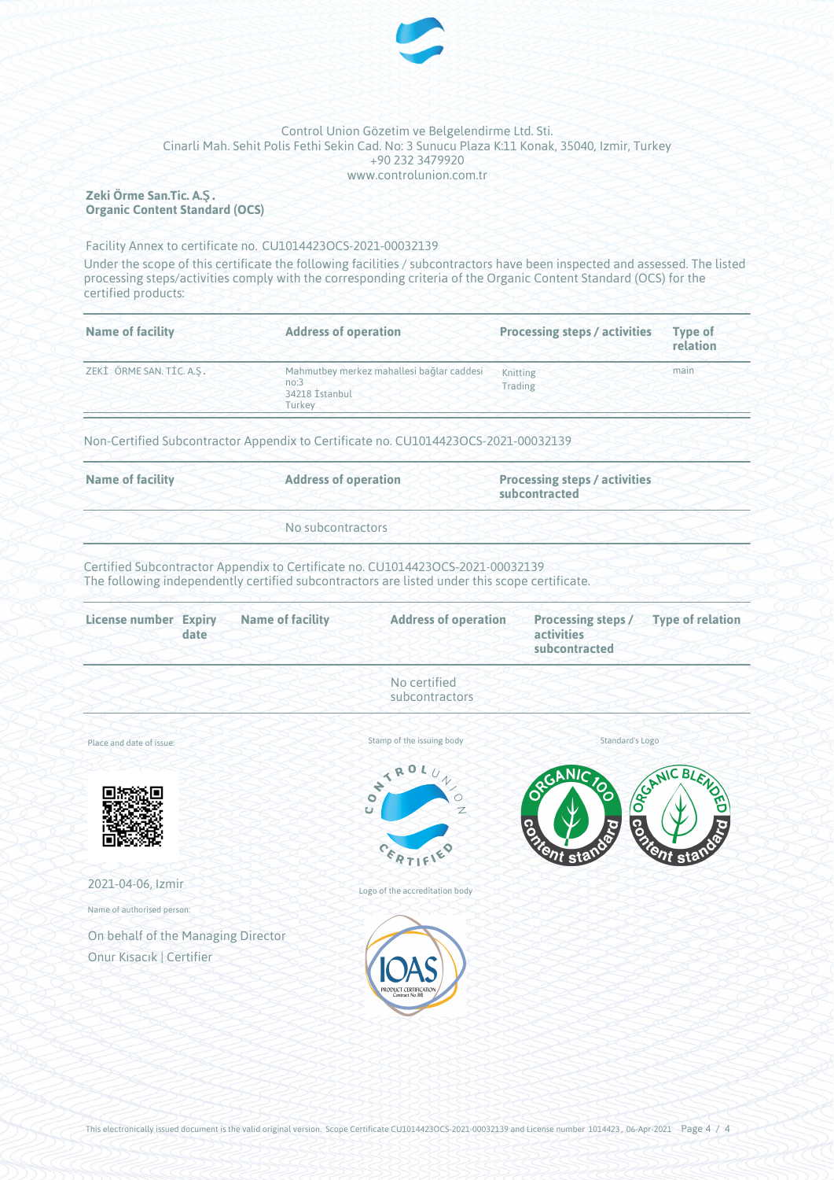Control Union Gözetim ve Belgelendirme Ltd. Sti.
Cinarli Mah. Sehit Polis Fethi Sekin Cad. No: 3 Sunucu Plaza K:11 Konak, 35040, Izmir, Turkey
+90 232 3479920
www.controlunion.com.tr

**Zeki Örme San.Tic. A.Ş.**
**Organic Content Standard (OCS)**

Facility Annex to certificate no. CU1014423OCS-2021-00032139

Under the scope of this certificate the following facilities / subcontractors have been inspected and assessed. The listed processing steps/activities comply with the corresponding criteria of the Organic Content Standard (OCS) for the certified products:

| Name of facility | Address of operation | Processing steps / activities | Type of relation |
|---|---|---|---|
| ZEKİ ÖRME SAN. TİC. A.Ş. | Mahmutbey merkez mahallesi bağlar caddesi no:3 34218 İstanbul Turkey | Knitting Trading | main |

Non-Certified Subcontractor Appendix to Certificate no. CU1014423OCS-2021-00032139

| Name of facility | Address of operation | Processing steps / activities subcontracted |
|---|---|---|
| | No subcontractors | |

Certified Subcontractor Appendix to Certificate no. CU1014423OCS-2021-00032139
The following independently certified subcontractors are listed under this scope certificate.

| License number | Expiry date | Name of facility | Address of operation | Processing steps / activities subcontracted | Type of relation |
|---|---|---|---|---|---|
| | | | No certified subcontractors | | |

Place and date of issue:

2021-04-06, Izmir

Name of authorised person:

On behalf of the Managing Director
Onur Kısacık | Certifier

Stamp of the issuing body

Logo of the accreditation body

Standard's Logo

This electronically issued document is the valid original version. Scope Certificate CU1014423OCS-2021-00032139 and License number 1014423, 06-Apr-2021